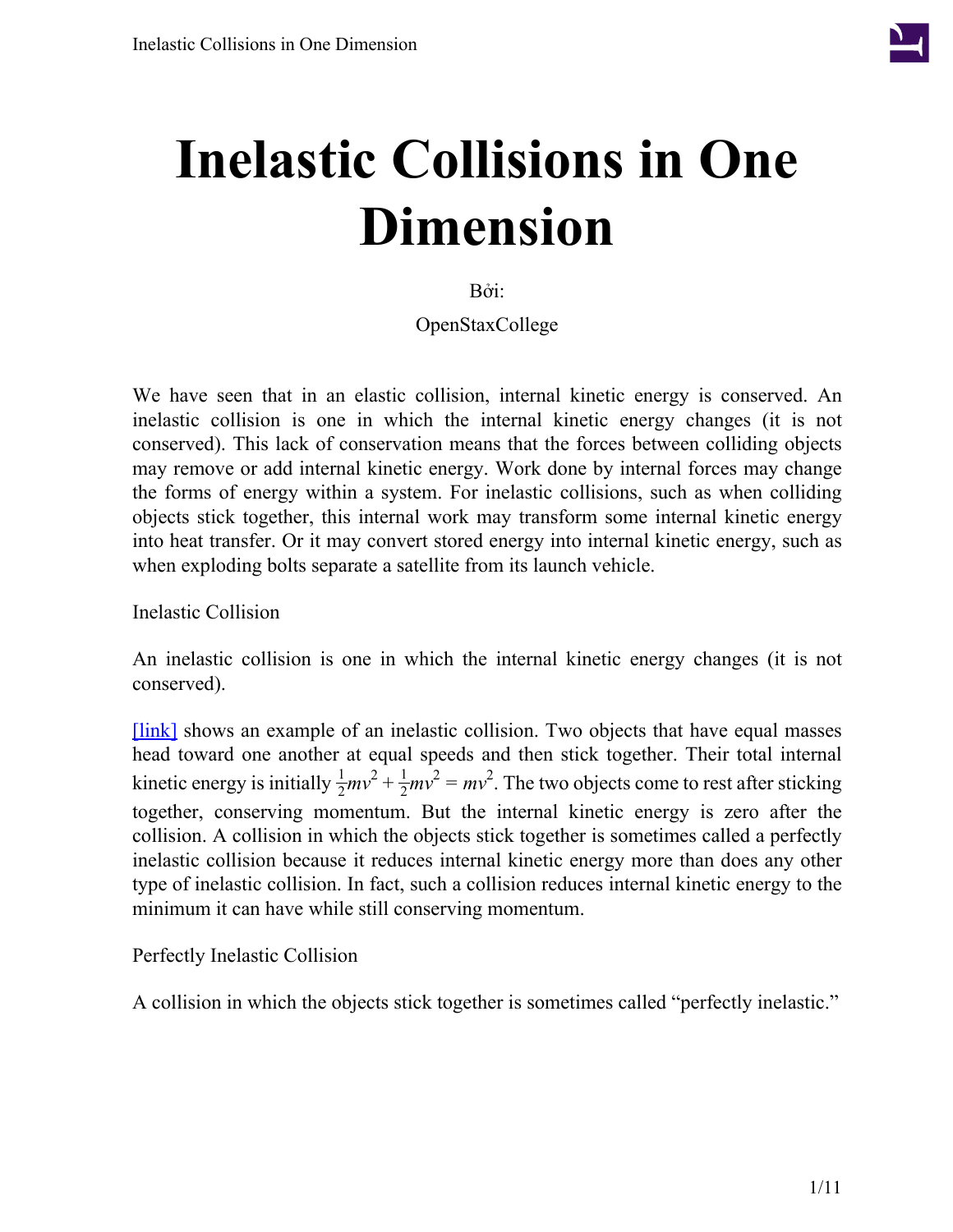# Inelastic Collisions in One Dimension

Bởi:

OpenStaxCollege

We have seen that in an elastic collision, internal kinetic energy is conserved. An inelastic collision is one in which the internal kinetic energy changes (it is not conserved). This lack of conservation means that the forces between colliding objects may remove or add internal kinetic energy. Work done by internal forces may change the forms of energy within a system. For inelastic collisions, such as when colliding objects stick together, this internal work may transform some internal kinetic energy into heat transfer. Or it may convert stored energy into internal kinetic energy, such as when exploding bolts separate a satellite from its launch vehicle.

Inelastic Collision

An inelastic collision is one in which the internal kinetic energy changes (it is not conserved).

[link] shows an example of an inelastic collision. Two objects that have equal masses head toward one another at equal speeds and then stick together. Their total internal kinetic energy is initially $\frac{1}{2}mv^2 + \frac{1}{2}mv^2 = mv^2$. The two objects come to rest after sticking together, conserving momentum. But the internal kinetic energy is zero after the collision. A collision in which the objects stick together is sometimes called a perfectly inelastic collision because it reduces internal kinetic energy more than does any other type of inelastic collision. In fact, such a collision reduces internal kinetic energy to the minimum it can have while still conserving momentum.

Perfectly Inelastic Collision

A collision in which the objects stick together is sometimes called “perfectly inelastic.”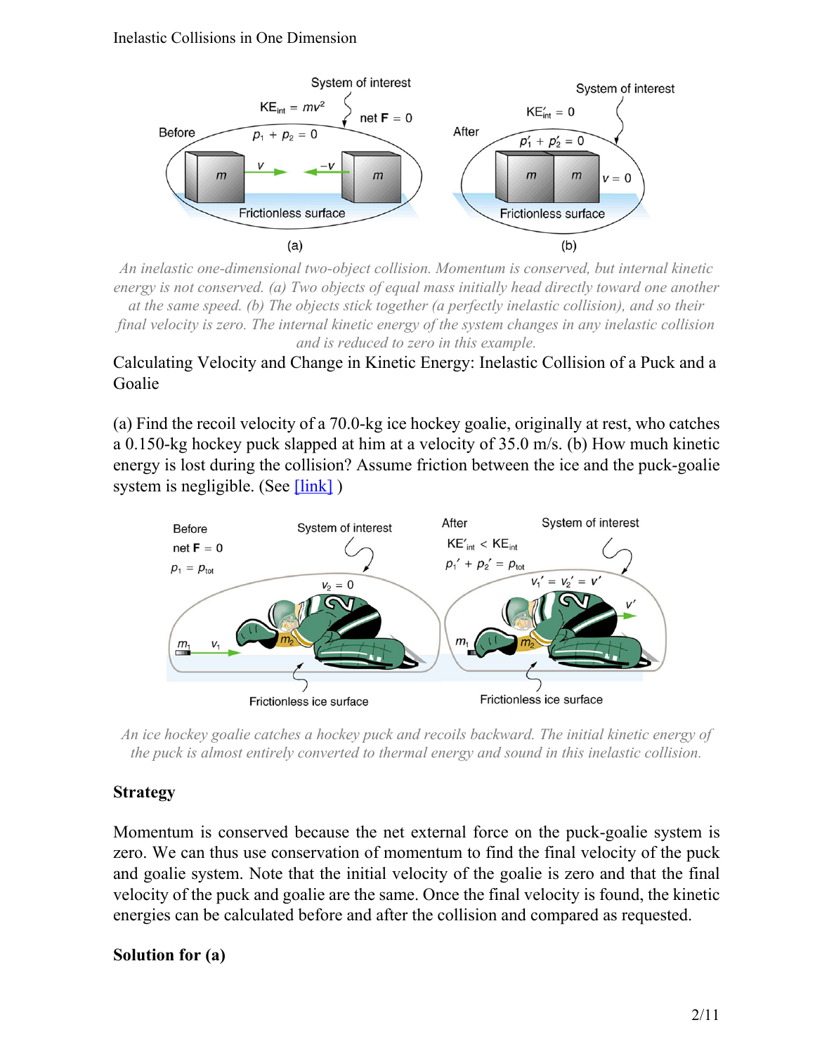*An inelastic one-dimensional two-object collision. Momentum is conserved, but internal kinetic energy is not conserved. (a) Two objects of equal mass initially head directly toward one another at the same speed. (b) The objects stick together (a perfectly inelastic collision), and so their final velocity is zero. The internal kinetic energy of the system changes in any inelastic collision and is reduced to zero in this example.*

Calculating Velocity and Change in Kinetic Energy: Inelastic Collision of a Puck and a Goalie

(a) Find the recoil velocity of a 70.0-kg ice hockey goalie, originally at rest, who catches a 0.150-kg hockey puck slapped at him at a velocity of 35.0 m/s. (b) How much kinetic energy is lost during the collision? Assume friction between the ice and the puck-goalie system is negligible. (See [link] )

*An ice hockey goalie catches a hockey puck and recoils backward. The initial kinetic energy of the puck is almost entirely converted to thermal energy and sound in this inelastic collision.*

**Strategy**

Momentum is conserved because the net external force on the puck-goalie system is zero. We can thus use conservation of momentum to find the final velocity of the puck and goalie system. Note that the initial velocity of the goalie is zero and that the final velocity of the puck and goalie are the same. Once the final velocity is found, the kinetic energies can be calculated before and after the collision and compared as requested.

**Solution for (a)**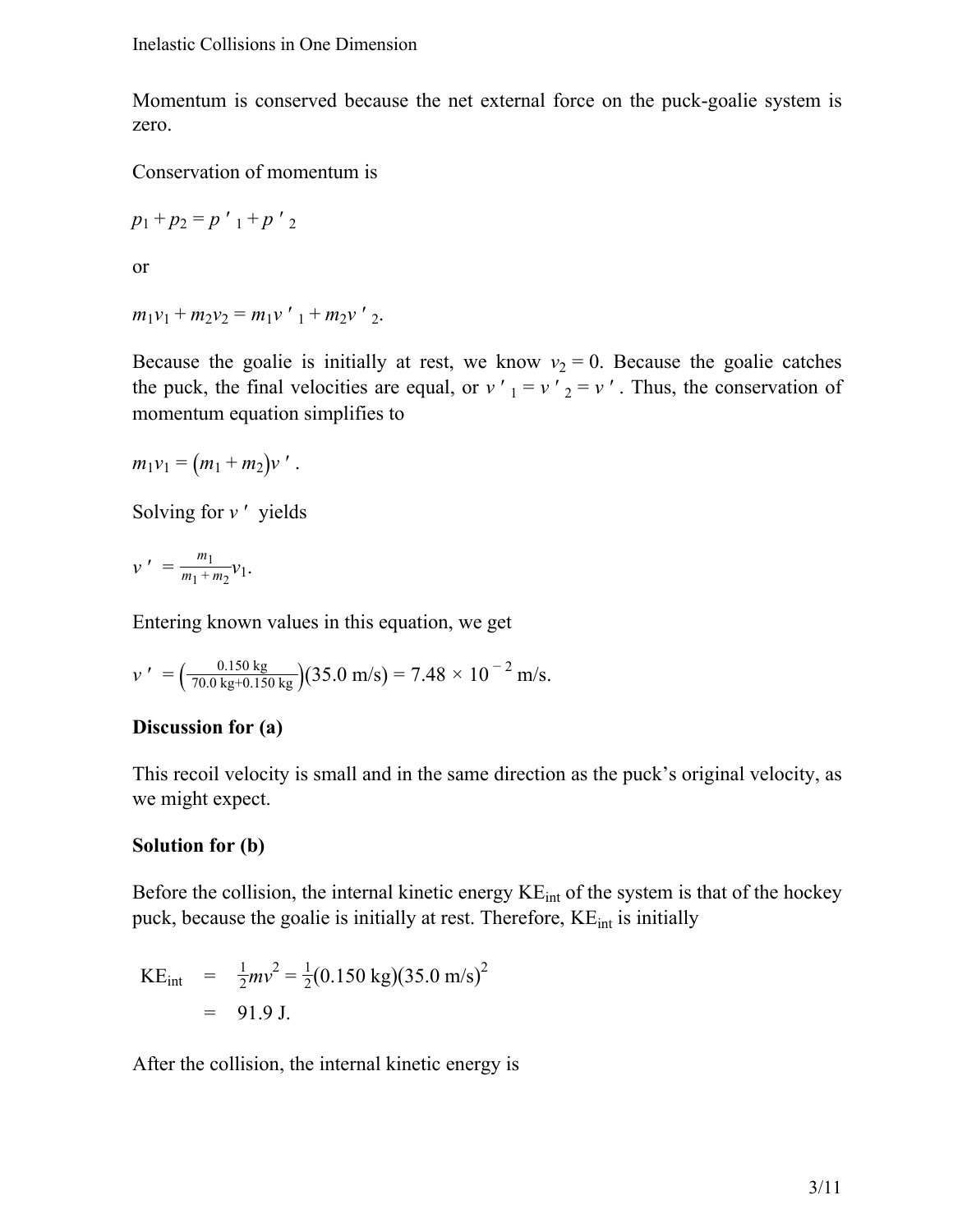Momentum is conserved because the net external force on the puck-goalie system is zero.

Conservation of momentum is

$$p_1 + p_2 = p'_1 + p'_2$$

or

$$m_1 v_1 + m_2 v_2 = m_1 v'_1 + m_2 v'_2.$$

Because the goalie is initially at rest, we know $v_2 = 0$. Because the goalie catches the puck, the final velocities are equal, or $v'_1 = v'_2 = v'$. Thus, the conservation of momentum equation simplifies to

$$m_1 v_1 = (m_1 + m_2) v'.$$

Solving for $v'$ yields

$$v' = \frac{m_1}{m_1 + m_2} v_1.$$

Entering known values in this equation, we get

$$v' = \left(\frac{0.150 \text{ kg}}{70.0 \text{ kg} + 0.150 \text{ kg}}\right)(35.0 \text{ m/s}) = 7.48 \times 10^{-2} \text{ m/s}.$$

**Discussion for (a)**

This recoil velocity is small and in the same direction as the puck's original velocity, as we might expect.

**Solution for (b)**

Before the collision, the internal kinetic energy $\text{KE}_{\text{int}}$ of the system is that of the hockey puck, because the goalie is initially at rest. Therefore, $\text{KE}_{\text{int}}$ is initially

$$\begin{aligned} \text{KE}_{\text{int}} &= \frac{1}{2}mv^2 = \frac{1}{2}(0.150 \text{ kg})(35.0 \text{ m/s})^2 \\ &= 91.9 \text{ J}. \end{aligned}$$

After the collision, the internal kinetic energy is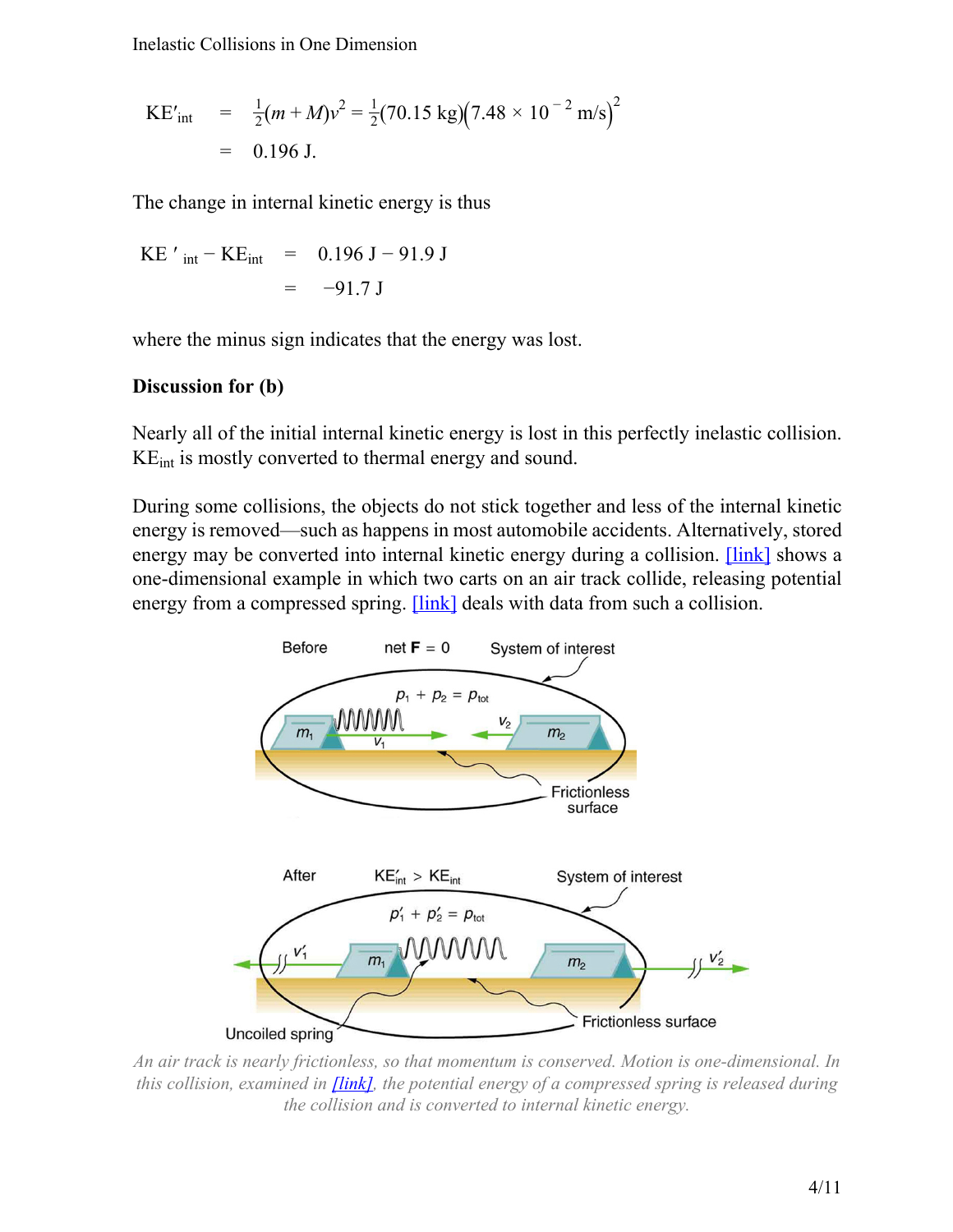$$
\begin{aligned}
\text{KE}'_{\text{int}} &= \tfrac{1}{2}(m+M)v^2 = \tfrac{1}{2}(70.15\text{ kg})\left(7.48\times10^{-2}\text{ m/s}\right)^2 \\
&= 0.196\text{ J.}
\end{aligned}
$$

The change in internal kinetic energy is thus

$$
\begin{aligned}
\text{KE}'_{\text{int}} - \text{KE}_{\text{int}} &= 0.196\text{ J} - 91.9\text{ J} \\
&= -91.7\text{ J}
\end{aligned}
$$

where the minus sign indicates that the energy was lost.

**Discussion for (b)**

Nearly all of the initial internal kinetic energy is lost in this perfectly inelastic collision. $\text{KE}_{\text{int}}$ is mostly converted to thermal energy and sound.

During some collisions, the objects do not stick together and less of the internal kinetic energy is removed—such as happens in most automobile accidents. Alternatively, stored energy may be converted into internal kinetic energy during a collision. [link] shows a one-dimensional example in which two carts on an air track collide, releasing potential energy from a compressed spring. [link] deals with data from such a collision.

*An air track is nearly frictionless, so that momentum is conserved. Motion is one-dimensional. In this collision, examined in [link], the potential energy of a compressed spring is released during the collision and is converted to internal kinetic energy.*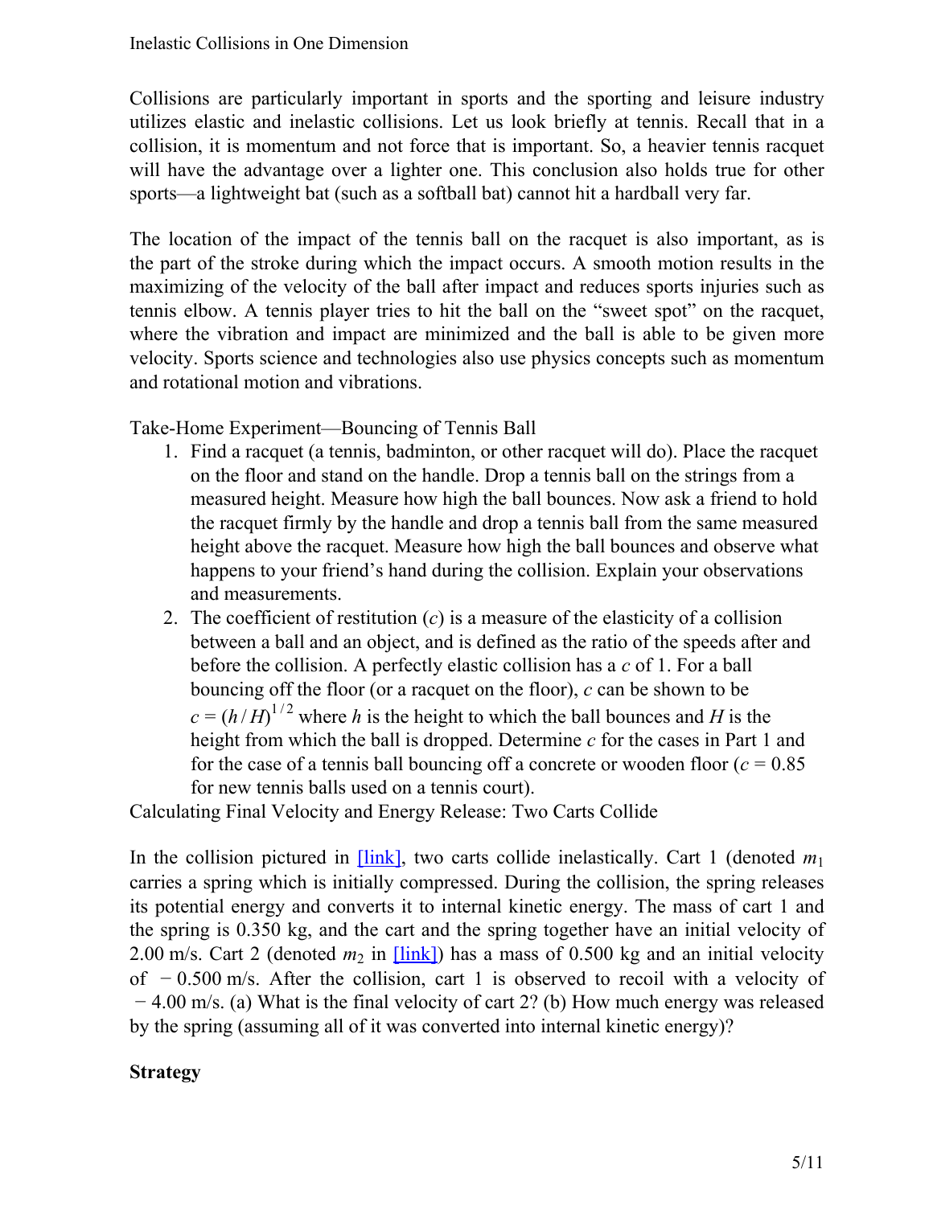Collisions are particularly important in sports and the sporting and leisure industry utilizes elastic and inelastic collisions. Let us look briefly at tennis. Recall that in a collision, it is momentum and not force that is important. So, a heavier tennis racquet will have the advantage over a lighter one. This conclusion also holds true for other sports—a lightweight bat (such as a softball bat) cannot hit a hardball very far.

The location of the impact of the tennis ball on the racquet is also important, as is the part of the stroke during which the impact occurs. A smooth motion results in the maximizing of the velocity of the ball after impact and reduces sports injuries such as tennis elbow. A tennis player tries to hit the ball on the "sweet spot" on the racquet, where the vibration and impact are minimized and the ball is able to be given more velocity. Sports science and technologies also use physics concepts such as momentum and rotational motion and vibrations.

Take-Home Experiment—Bouncing of Tennis Ball

1. Find a racquet (a tennis, badminton, or other racquet will do). Place the racquet on the floor and stand on the handle. Drop a tennis ball on the strings from a measured height. Measure how high the ball bounces. Now ask a friend to hold the racquet firmly by the handle and drop a tennis ball from the same measured height above the racquet. Measure how high the ball bounces and observe what happens to your friend's hand during the collision. Explain your observations and measurements.
2. The coefficient of restitution ($c$) is a measure of the elasticity of a collision between a ball and an object, and is defined as the ratio of the speeds after and before the collision. A perfectly elastic collision has a $c$ of 1. For a ball bouncing off the floor (or a racquet on the floor), $c$ can be shown to be $c = (h/H)^{1/2}$ where $h$ is the height to which the ball bounces and $H$ is the height from which the ball is dropped. Determine $c$ for the cases in Part 1 and for the case of a tennis ball bouncing off a concrete or wooden floor ($c = 0.85$ for new tennis balls used on a tennis court).

Calculating Final Velocity and Energy Release: Two Carts Collide

In the collision pictured in [link], two carts collide inelastically. Cart 1 (denoted $m_1$ carries a spring which is initially compressed. During the collision, the spring releases its potential energy and converts it to internal kinetic energy. The mass of cart 1 and the spring is 0.350 kg, and the cart and the spring together have an initial velocity of 2.00 m/s. Cart 2 (denoted $m_2$ in [link]) has a mass of 0.500 kg and an initial velocity of $-0.500\text{ m/s}$. After the collision, cart 1 is observed to recoil with a velocity of $-4.00\text{ m/s}$. (a) What is the final velocity of cart 2? (b) How much energy was released by the spring (assuming all of it was converted into internal kinetic energy)?

**Strategy**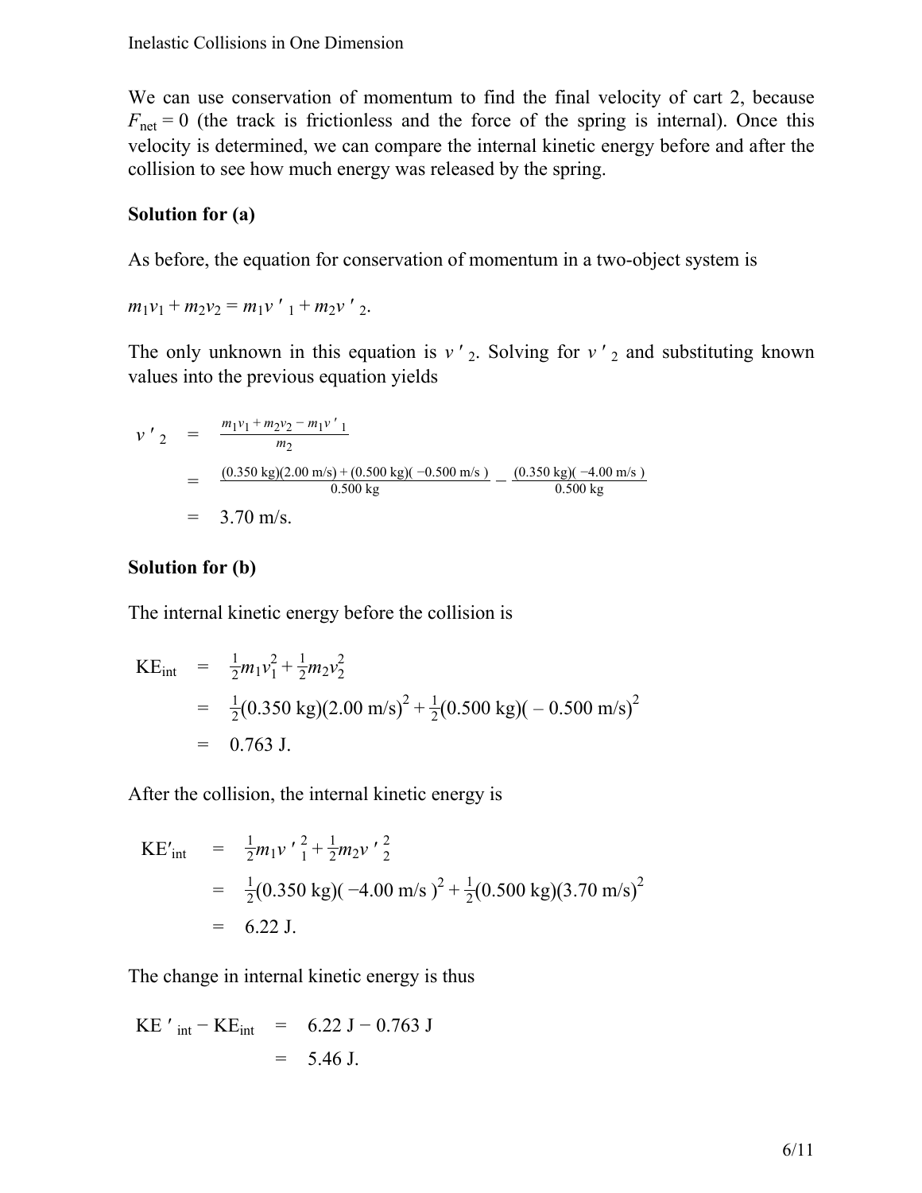We can use conservation of momentum to find the final velocity of cart 2, because $F_{net} = 0$ (the track is frictionless and the force of the spring is internal). Once this velocity is determined, we can compare the internal kinetic energy before and after the collision to see how much energy was released by the spring.

**Solution for (a)**

As before, the equation for conservation of momentum in a two-object system is

$$m_1 v_1 + m_2 v_2 = m_1 v'_1 + m_2 v'_2.$$

The only unknown in this equation is $v'_2$. Solving for $v'_2$ and substituting known values into the previous equation yields

$$
\begin{aligned}
v'_2 &= \frac{m_1 v_1 + m_2 v_2 - m_1 v'_1}{m_2} \\
&= \frac{(0.350\text{ kg})(2.00\text{ m/s}) + (0.500\text{ kg})(-0.500\text{ m/s})}{0.500\text{ kg}} - \frac{(0.350\text{ kg})(-4.00\text{ m/s})}{0.500\text{ kg}} \\
&= 3.70\text{ m/s}.
\end{aligned}
$$

**Solution for (b)**

The internal kinetic energy before the collision is

$$
\begin{aligned}
\text{KE}_{\text{int}} &= \frac{1}{2}m_1 v_1^2 + \frac{1}{2}m_2 v_2^2 \\
&= \frac{1}{2}(0.350\text{ kg})(2.00\text{ m/s})^2 + \frac{1}{2}(0.500\text{ kg})(-0.500\text{ m/s})^2 \\
&= 0.763\text{ J}.
\end{aligned}
$$

After the collision, the internal kinetic energy is

$$
\begin{aligned}
\text{KE}'_{\text{int}} &= \frac{1}{2}m_1 v'^2_1 + \frac{1}{2}m_2 v'^2_2 \\
&= \frac{1}{2}(0.350\text{ kg})(-4.00\text{ m/s})^2 + \frac{1}{2}(0.500\text{ kg})(3.70\text{ m/s})^2 \\
&= 6.22\text{ J}.
\end{aligned}
$$

The change in internal kinetic energy is thus

$$
\begin{aligned}
\text{KE}'_{\text{int}} - \text{KE}_{\text{int}} &= 6.22\text{ J} - 0.763\text{ J} \\
&= 5.46\text{ J}.
\end{aligned}
$$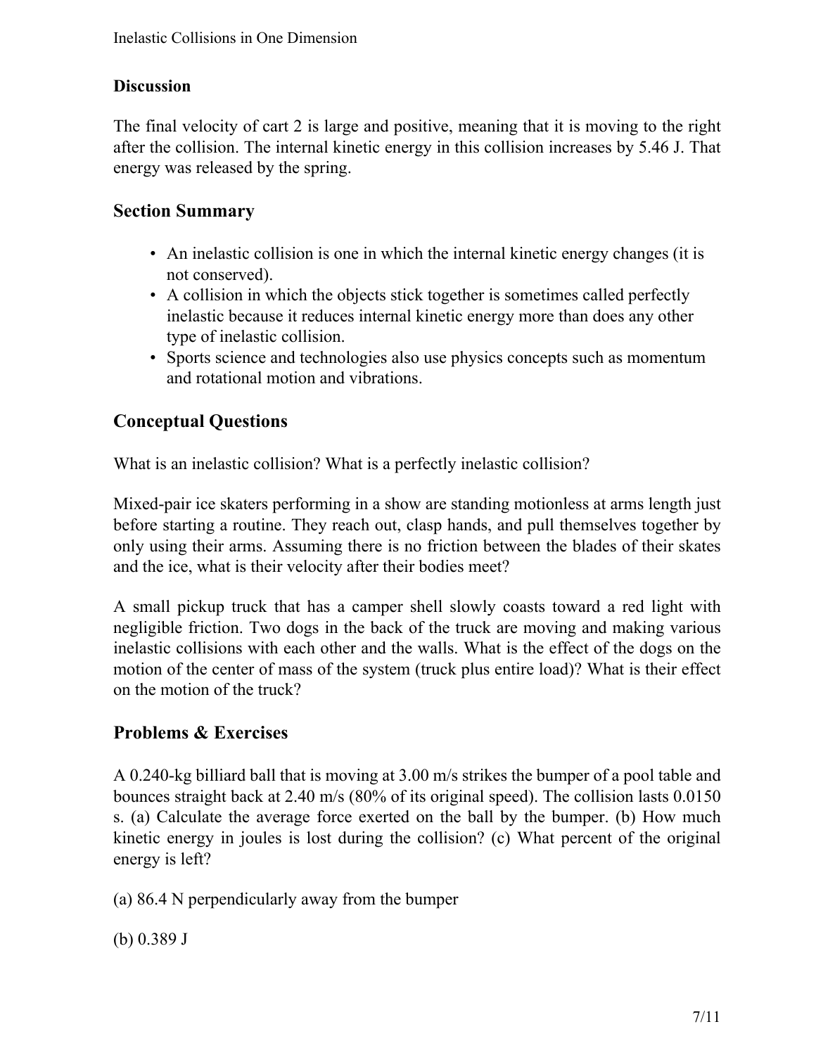### Discussion

The final velocity of cart 2 is large and positive, meaning that it is moving to the right after the collision. The internal kinetic energy in this collision increases by 5.46 J. That energy was released by the spring.

## Section Summary

- An inelastic collision is one in which the internal kinetic energy changes (it is not conserved).
- A collision in which the objects stick together is sometimes called perfectly inelastic because it reduces internal kinetic energy more than does any other type of inelastic collision.
- Sports science and technologies also use physics concepts such as momentum and rotational motion and vibrations.

## Conceptual Questions

What is an inelastic collision? What is a perfectly inelastic collision?

Mixed-pair ice skaters performing in a show are standing motionless at arms length just before starting a routine. They reach out, clasp hands, and pull themselves together by only using their arms. Assuming there is no friction between the blades of their skates and the ice, what is their velocity after their bodies meet?

A small pickup truck that has a camper shell slowly coasts toward a red light with negligible friction. Two dogs in the back of the truck are moving and making various inelastic collisions with each other and the walls. What is the effect of the dogs on the motion of the center of mass of the system (truck plus entire load)? What is their effect on the motion of the truck?

## Problems & Exercises

A 0.240-kg billiard ball that is moving at 3.00 m/s strikes the bumper of a pool table and bounces straight back at 2.40 m/s (80% of its original speed). The collision lasts 0.0150 s. (a) Calculate the average force exerted on the ball by the bumper. (b) How much kinetic energy in joules is lost during the collision? (c) What percent of the original energy is left?

(a) 86.4 N perpendicularly away from the bumper

(b) 0.389 J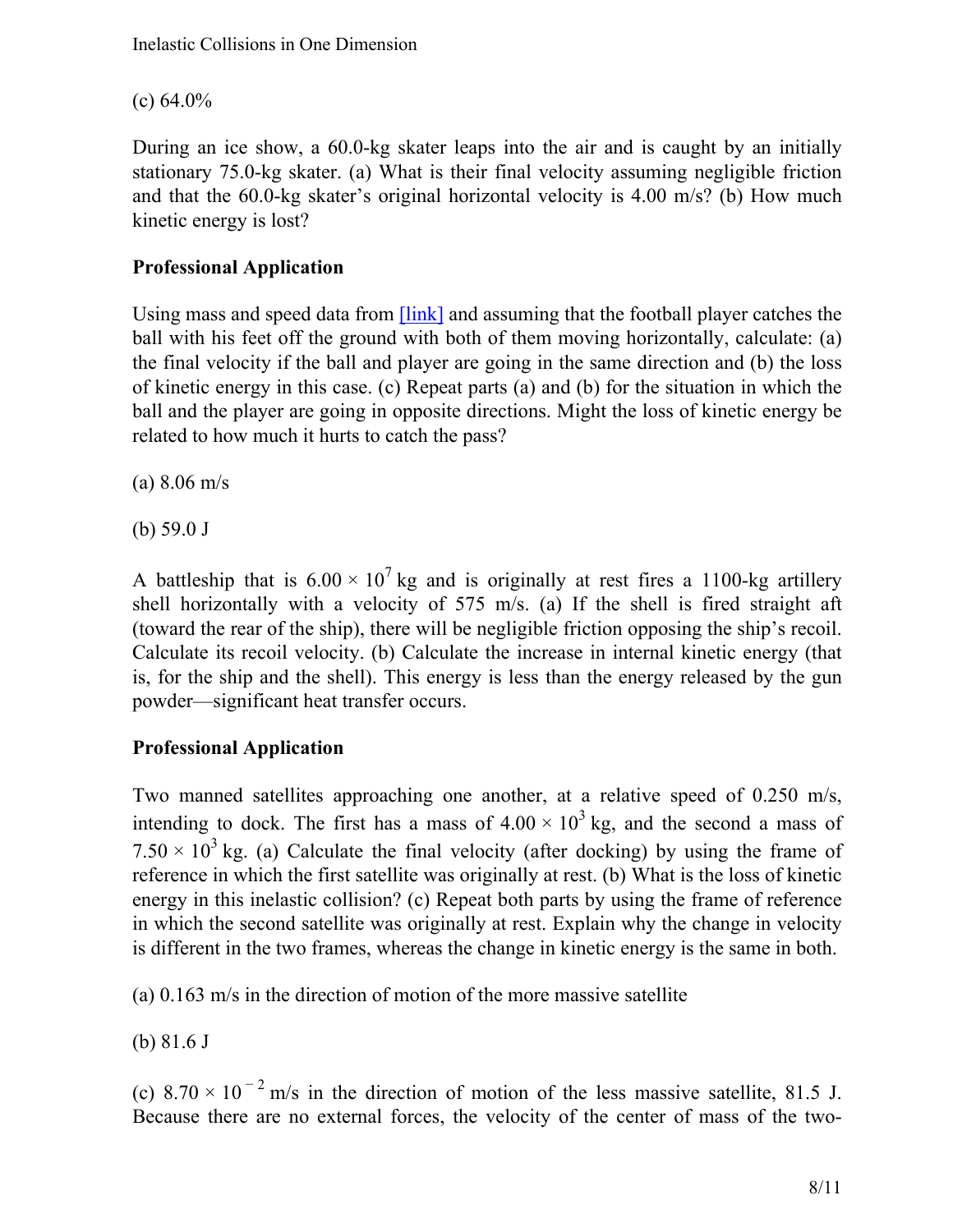(c) 64.0%

During an ice show, a 60.0-kg skater leaps into the air and is caught by an initially stationary 75.0-kg skater. (a) What is their final velocity assuming negligible friction and that the 60.0-kg skater's original horizontal velocity is 4.00 m/s? (b) How much kinetic energy is lost?

**Professional Application**

Using mass and speed data from [link] and assuming that the football player catches the ball with his feet off the ground with both of them moving horizontally, calculate: (a) the final velocity if the ball and player are going in the same direction and (b) the loss of kinetic energy in this case. (c) Repeat parts (a) and (b) for the situation in which the ball and the player are going in opposite directions. Might the loss of kinetic energy be related to how much it hurts to catch the pass?

(a) 8.06 m/s

(b) 59.0 J

A battleship that is $6.00 \times 10^7$ kg and is originally at rest fires a 1100-kg artillery shell horizontally with a velocity of 575 m/s. (a) If the shell is fired straight aft (toward the rear of the ship), there will be negligible friction opposing the ship's recoil. Calculate its recoil velocity. (b) Calculate the increase in internal kinetic energy (that is, for the ship and the shell). This energy is less than the energy released by the gun powder—significant heat transfer occurs.

**Professional Application**

Two manned satellites approaching one another, at a relative speed of 0.250 m/s, intending to dock. The first has a mass of $4.00 \times 10^3$ kg, and the second a mass of $7.50 \times 10^3$ kg. (a) Calculate the final velocity (after docking) by using the frame of reference in which the first satellite was originally at rest. (b) What is the loss of kinetic energy in this inelastic collision? (c) Repeat both parts by using the frame of reference in which the second satellite was originally at rest. Explain why the change in velocity is different in the two frames, whereas the change in kinetic energy is the same in both.

(a) 0.163 m/s in the direction of motion of the more massive satellite

(b) 81.6 J

(c) $8.70 \times 10^{-2}$ m/s in the direction of motion of the less massive satellite, 81.5 J. Because there are no external forces, the velocity of the center of mass of the two-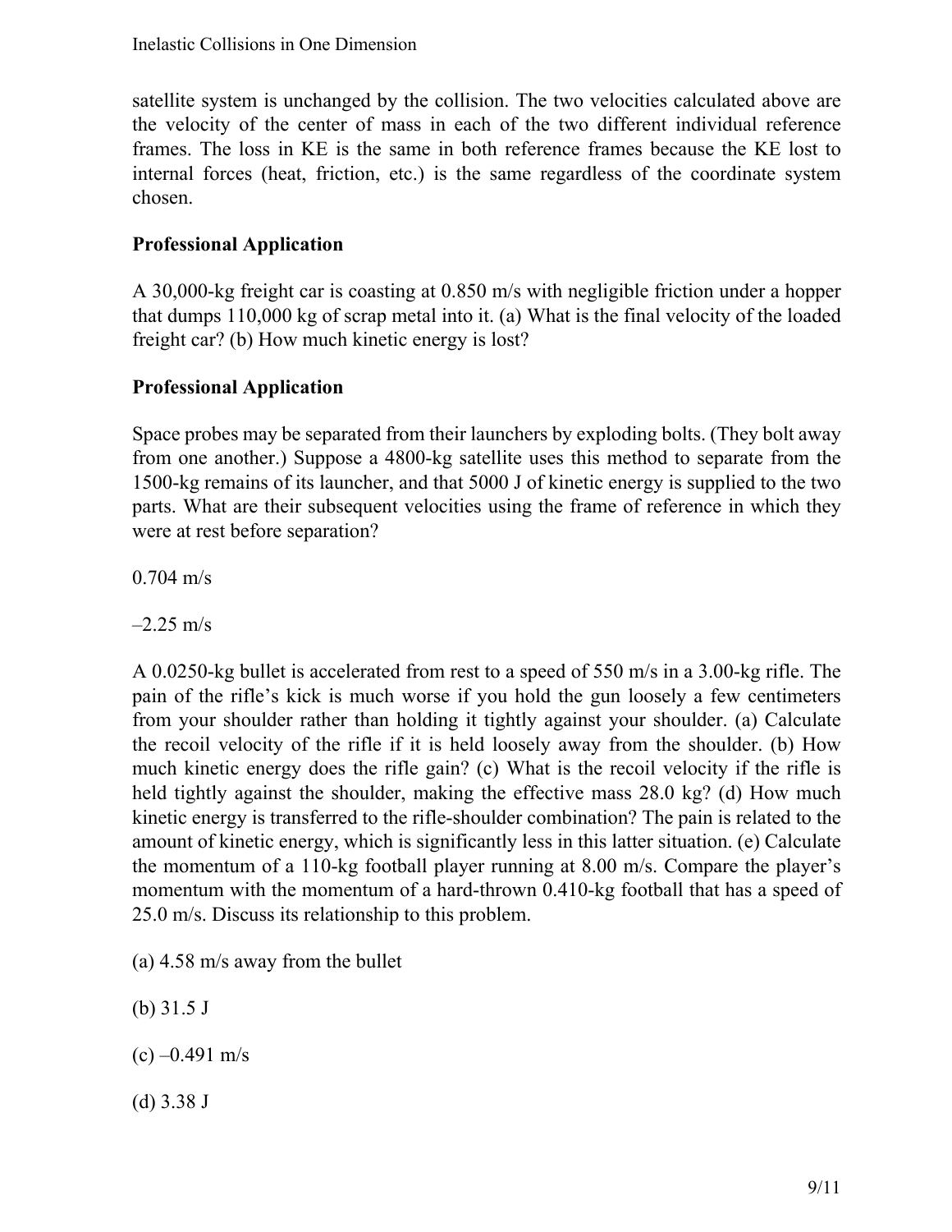satellite system is unchanged by the collision. The two velocities calculated above are the velocity of the center of mass in each of the two different individual reference frames. The loss in KE is the same in both reference frames because the KE lost to internal forces (heat, friction, etc.) is the same regardless of the coordinate system chosen.

**Professional Application**

A 30,000-kg freight car is coasting at 0.850 m/s with negligible friction under a hopper that dumps 110,000 kg of scrap metal into it. (a) What is the final velocity of the loaded freight car? (b) How much kinetic energy is lost?

**Professional Application**

Space probes may be separated from their launchers by exploding bolts. (They bolt away from one another.) Suppose a 4800-kg satellite uses this method to separate from the 1500-kg remains of its launcher, and that 5000 J of kinetic energy is supplied to the two parts. What are their subsequent velocities using the frame of reference in which they were at rest before separation?

0.704 m/s

–2.25 m/s

A 0.0250-kg bullet is accelerated from rest to a speed of 550 m/s in a 3.00-kg rifle. The pain of the rifle's kick is much worse if you hold the gun loosely a few centimeters from your shoulder rather than holding it tightly against your shoulder. (a) Calculate the recoil velocity of the rifle if it is held loosely away from the shoulder. (b) How much kinetic energy does the rifle gain? (c) What is the recoil velocity if the rifle is held tightly against the shoulder, making the effective mass 28.0 kg? (d) How much kinetic energy is transferred to the rifle-shoulder combination? The pain is related to the amount of kinetic energy, which is significantly less in this latter situation. (e) Calculate the momentum of a 110-kg football player running at 8.00 m/s. Compare the player's momentum with the momentum of a hard-thrown 0.410-kg football that has a speed of 25.0 m/s. Discuss its relationship to this problem.

(a) 4.58 m/s away from the bullet

(b) 31.5 J

(c) –0.491 m/s

(d) 3.38 J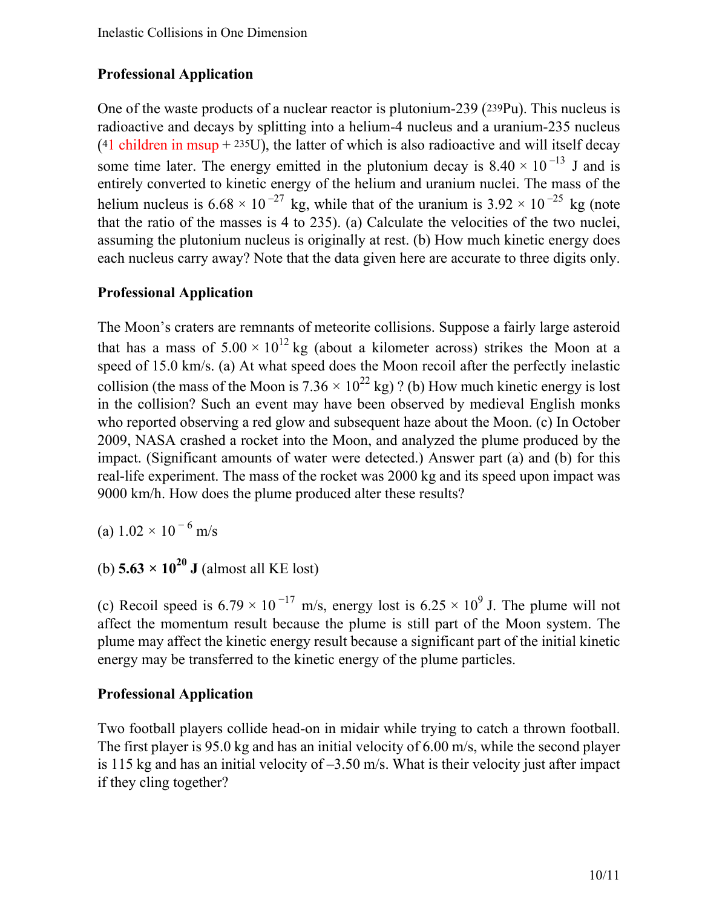## Professional Application

One of the waste products of a nuclear reactor is plutonium-239 ($^{239}Pu$). This nucleus is radioactive and decays by splitting into a helium-4 nucleus and a uranium-235 nucleus ($^{4}$1 children in msup + $^{235}U$), the latter of which is also radioactive and will itself decay some time later. The energy emitted in the plutonium decay is $8.40 \times 10^{-13}$ J and is entirely converted to kinetic energy of the helium and uranium nuclei. The mass of the helium nucleus is $6.68 \times 10^{-27}$ kg, while that of the uranium is $3.92 \times 10^{-25}$ kg (note that the ratio of the masses is 4 to 235). (a) Calculate the velocities of the two nuclei, assuming the plutonium nucleus is originally at rest. (b) How much kinetic energy does each nucleus carry away? Note that the data given here are accurate to three digits only.

## Professional Application

The Moon's craters are remnants of meteorite collisions. Suppose a fairly large asteroid that has a mass of $5.00 \times 10^{12}$ kg (about a kilometer across) strikes the Moon at a speed of 15.0 km/s. (a) At what speed does the Moon recoil after the perfectly inelastic collision (the mass of the Moon is $7.36 \times 10^{22}$ kg) ? (b) How much kinetic energy is lost in the collision? Such an event may have been observed by medieval English monks who reported observing a red glow and subsequent haze about the Moon. (c) In October 2009, NASA crashed a rocket into the Moon, and analyzed the plume produced by the impact. (Significant amounts of water were detected.) Answer part (a) and (b) for this real-life experiment. The mass of the rocket was 2000 kg and its speed upon impact was 9000 km/h. How does the plume produced alter these results?

(a) $1.02 \times 10^{-6}$ m/s

(b) $\mathbf{5.63 \times 10^{20}}$ **J** (almost all KE lost)

(c) Recoil speed is $6.79 \times 10^{-17}$ m/s, energy lost is $6.25 \times 10^{9}$ J. The plume will not affect the momentum result because the plume is still part of the Moon system. The plume may affect the kinetic energy result because a significant part of the initial kinetic energy may be transferred to the kinetic energy of the plume particles.

## Professional Application

Two football players collide head-on in midair while trying to catch a thrown football. The first player is 95.0 kg and has an initial velocity of 6.00 m/s, while the second player is 115 kg and has an initial velocity of –3.50 m/s. What is their velocity just after impact if they cling together?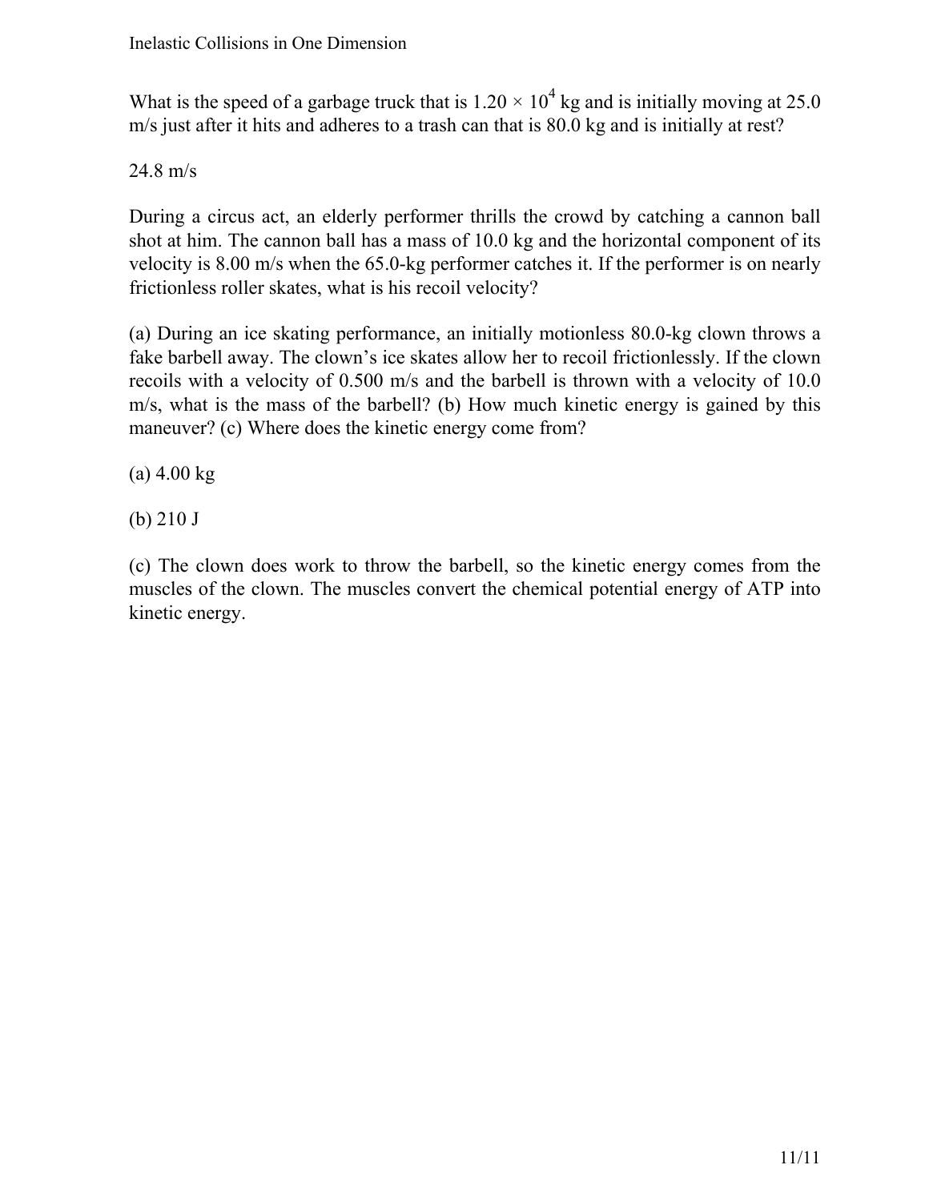What is the speed of a garbage truck that is $1.20 \times 10^4$ kg and is initially moving at 25.0 m/s just after it hits and adheres to a trash can that is 80.0 kg and is initially at rest?

24.8 m/s

During a circus act, an elderly performer thrills the crowd by catching a cannon ball shot at him. The cannon ball has a mass of 10.0 kg and the horizontal component of its velocity is 8.00 m/s when the 65.0-kg performer catches it. If the performer is on nearly frictionless roller skates, what is his recoil velocity?

(a) During an ice skating performance, an initially motionless 80.0-kg clown throws a fake barbell away. The clown's ice skates allow her to recoil frictionlessly. If the clown recoils with a velocity of 0.500 m/s and the barbell is thrown with a velocity of 10.0 m/s, what is the mass of the barbell? (b) How much kinetic energy is gained by this maneuver? (c) Where does the kinetic energy come from?

(a) 4.00 kg

(b) 210 J

(c) The clown does work to throw the barbell, so the kinetic energy comes from the muscles of the clown. The muscles convert the chemical potential energy of ATP into kinetic energy.